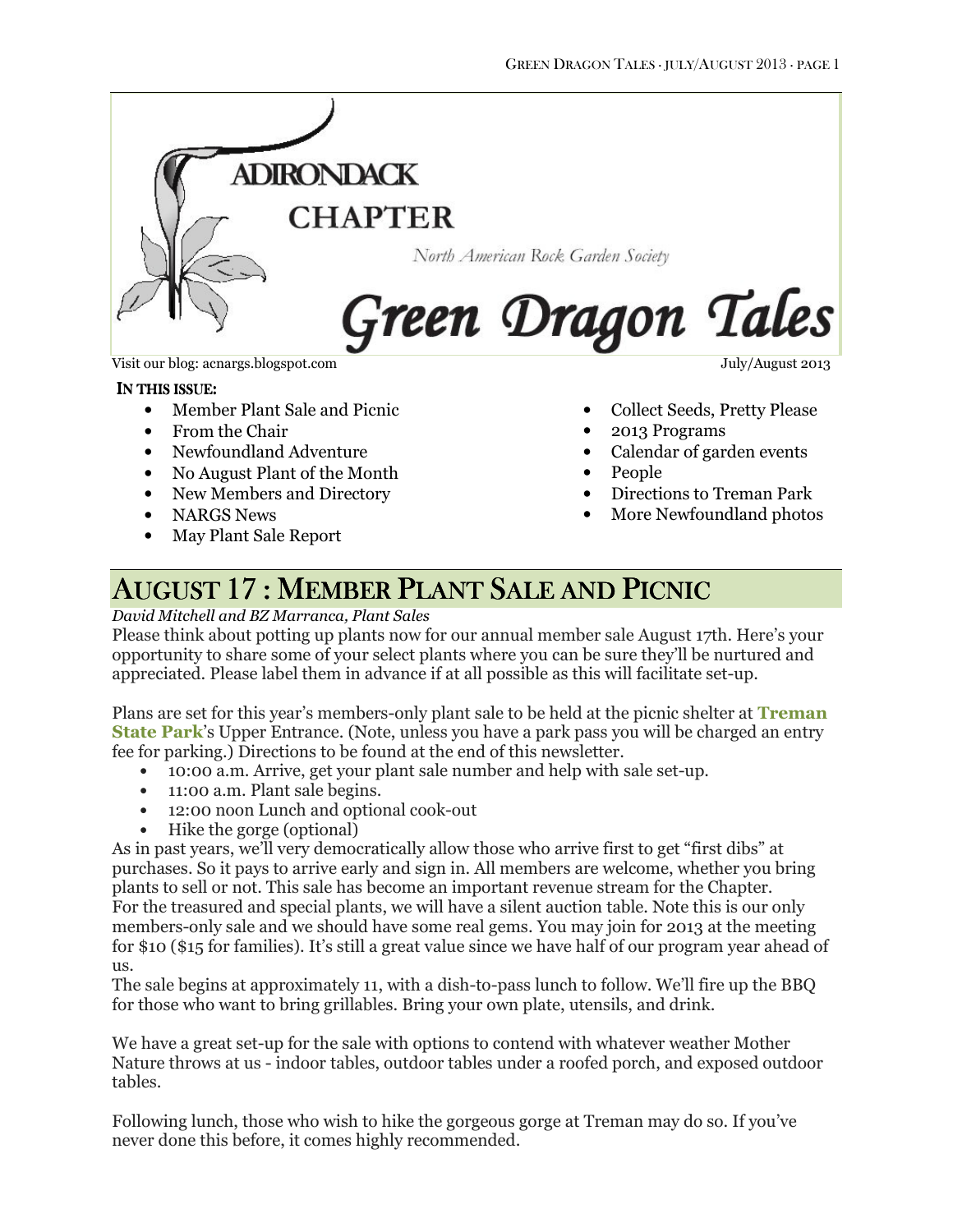# ADIRONDACK CHAPTER

North American Rock Garden Society

# Green Dragon Tales

Visit our blog: acnargs.blogspot.com

July/August 2013

**IN THIS ISSUE:**

- Member Plant Sale and Picnic
- From the Chair
- Newfoundland Adventure
- No August Plant of the Month
- New Members and Directory
- NARGS News
- May Plant Sale Report
- Collect Seeds, Pretty Please
- 2013 Programs
- Calendar of garden events
- People
- Directions to Treman Park
- More Newfoundland photos

## AUGUST 17 : MEMBER PLANT SALE AND PICNIC

*David Mitchell and BZ Marranca, Plant Sales*

Please think about potting up plants now for our annual member sale August 17th. Here's your opportunity to share some of your select plants where you can be sure they'll be nurtured and appreciated. Please label them in advance if at all possible as this will facilitate set-up.

Plans are set for this year's members-only plant sale to be held at the picnic shelter at **Treman State Park**'s Upper Entrance. (Note, unless you have a park pass you will be charged an entry fee for parking.) Directions to be found at the end of this newsletter.

- 10:00 a.m. Arrive, get your plant sale number and help with sale set-up.
- 11:00 a.m. Plant sale begins.
- 12:00 noon Lunch and optional cook-out
- Hike the gorge (optional)

As in past years, we'll very democratically allow those who arrive first to get "first dibs" at purchases. So it pays to arrive early and sign in. All members are welcome, whether you bring plants to sell or not. This sale has become an important revenue stream for the Chapter.
For the treasured and special plants, we will have a silent auction table. Note this is our only members-only sale and we should have some real gems. You may join for 2013 at the meeting for $10 ($15 for families). It's still a great value since we have half of our program year ahead of us.
The sale begins at approximately 11, with a dish-to-pass lunch to follow. We'll fire up the BBQ for those who want to bring grillables. Bring your own plate, utensils, and drink.

We have a great set-up for the sale with options to contend with whatever weather Mother Nature throws at us - indoor tables, outdoor tables under a roofed porch, and exposed outdoor tables.

Following lunch, those who wish to hike the gorgeous gorge at Treman may do so. If you've never done this before, it comes highly recommended.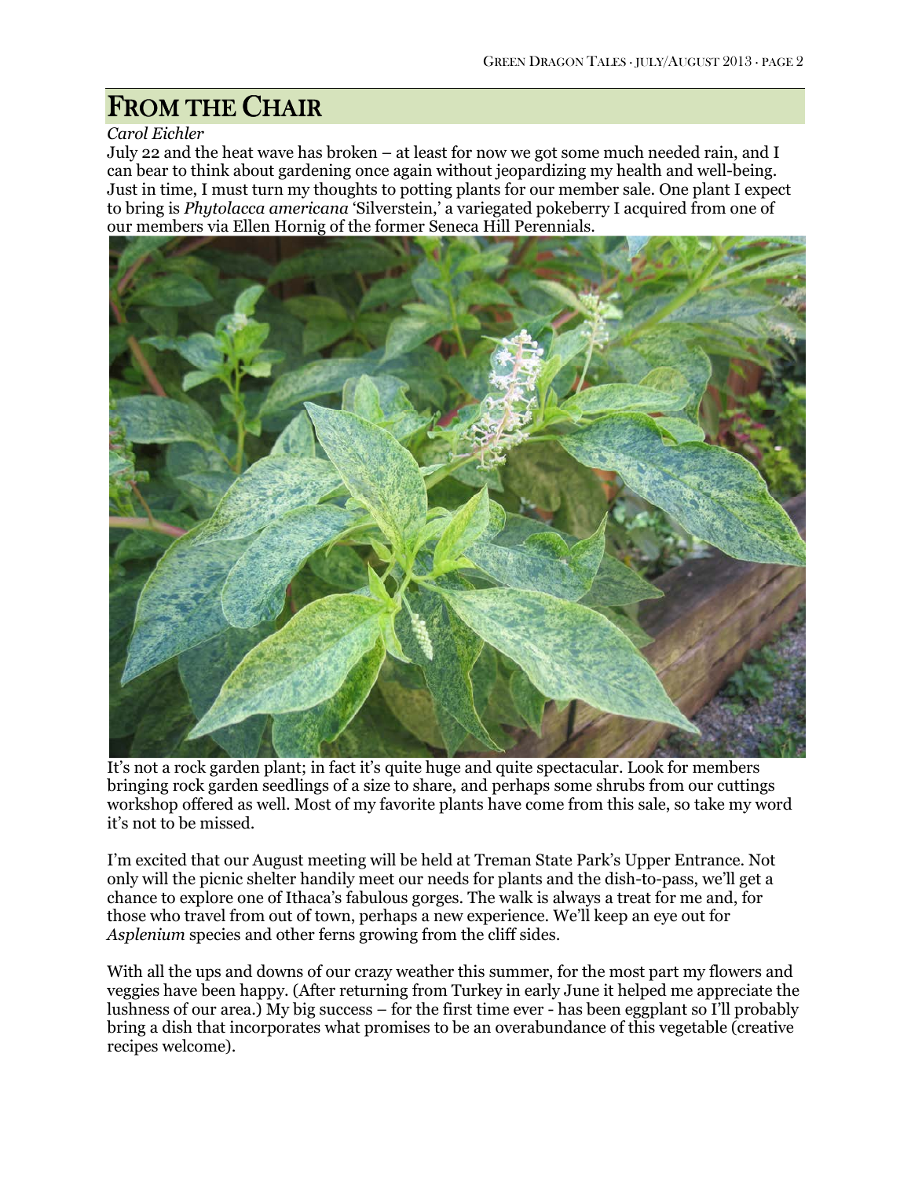## FROM THE CHAIR

*Carol Eichler*

July 22 and the heat wave has broken – at least for now we got some much needed rain, and I can bear to think about gardening once again without jeopardizing my health and well-being. Just in time, I must turn my thoughts to potting plants for our member sale. One plant I expect to bring is *Phytolacca americana* 'Silverstein,' a variegated pokeberry I acquired from one of our members via Ellen Hornig of the former Seneca Hill Perennials.

It's not a rock garden plant; in fact it's quite huge and quite spectacular. Look for members bringing rock garden seedlings of a size to share, and perhaps some shrubs from our cuttings workshop offered as well. Most of my favorite plants have come from this sale, so take my word it's not to be missed.

I'm excited that our August meeting will be held at Treman State Park's Upper Entrance. Not only will the picnic shelter handily meet our needs for plants and the dish-to-pass, we'll get a chance to explore one of Ithaca's fabulous gorges. The walk is always a treat for me and, for those who travel from out of town, perhaps a new experience. We'll keep an eye out for *Asplenium* species and other ferns growing from the cliff sides.

With all the ups and downs of our crazy weather this summer, for the most part my flowers and veggies have been happy. (After returning from Turkey in early June it helped me appreciate the lushness of our area.) My big success – for the first time ever - has been eggplant so I'll probably bring a dish that incorporates what promises to be an overabundance of this vegetable (creative recipes welcome).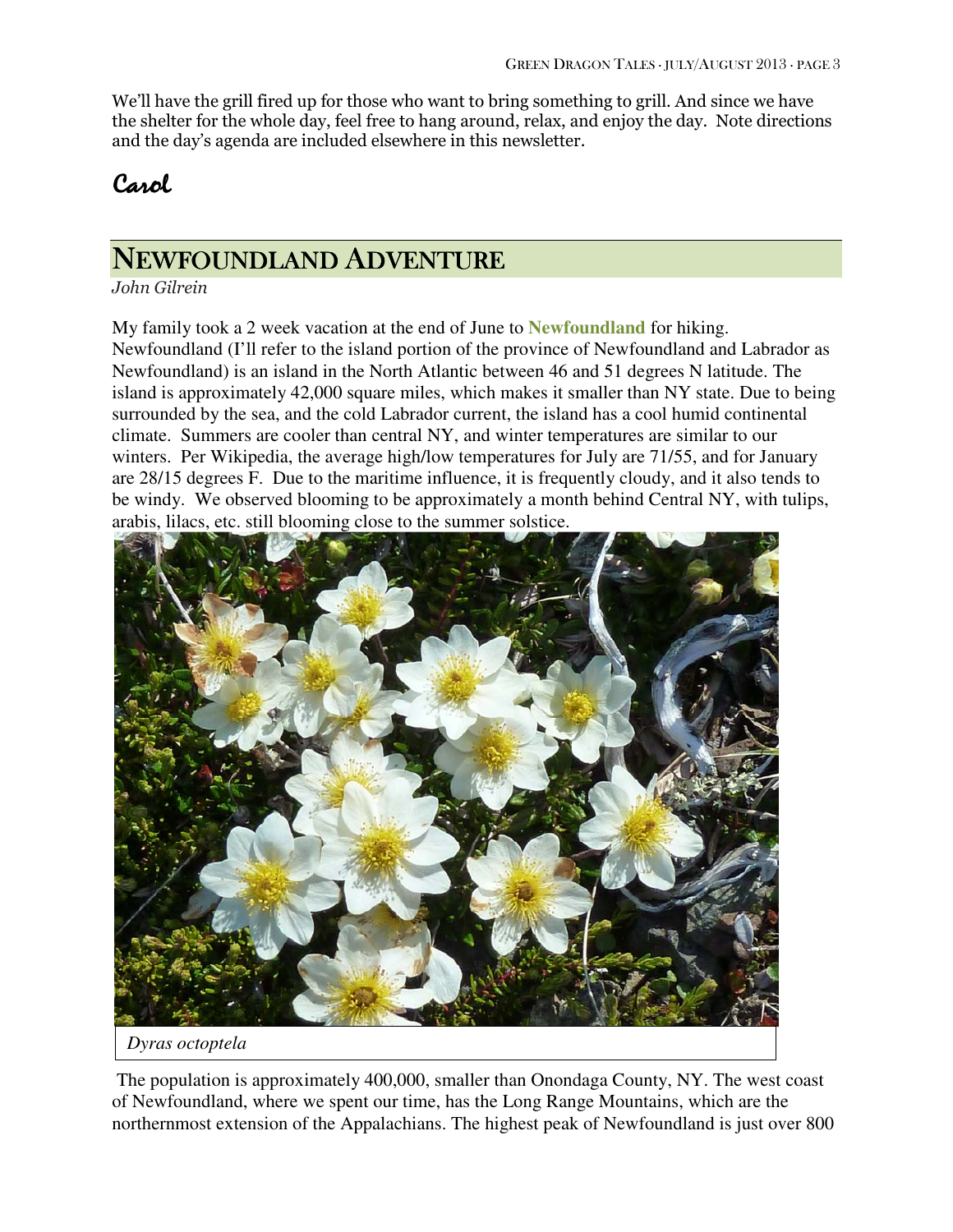We'll have the grill fired up for those who want to bring something to grill. And since we have the shelter for the whole day, feel free to hang around, relax, and enjoy the day. Note directions and the day's agenda are included elsewhere in this newsletter.

*Carol*

## NEWFOUNDLAND ADVENTURE

*John Gilrein*

My family took a 2 week vacation at the end of June to **Newfoundland** for hiking. Newfoundland (I'll refer to the island portion of the province of Newfoundland and Labrador as Newfoundland) is an island in the North Atlantic between 46 and 51 degrees N latitude. The island is approximately 42,000 square miles, which makes it smaller than NY state. Due to being surrounded by the sea, and the cold Labrador current, the island has a cool humid continental climate. Summers are cooler than central NY, and winter temperatures are similar to our winters. Per Wikipedia, the average high/low temperatures for July are 71/55, and for January are 28/15 degrees F. Due to the maritime influence, it is frequently cloudy, and it also tends to be windy. We observed blooming to be approximately a month behind Central NY, with tulips, arabis, lilacs, etc. still blooming close to the summer solstice.

*Dyras octoptela*

The population is approximately 400,000, smaller than Onondaga County, NY. The west coast of Newfoundland, where we spent our time, has the Long Range Mountains, which are the northernmost extension of the Appalachians. The highest peak of Newfoundland is just over 800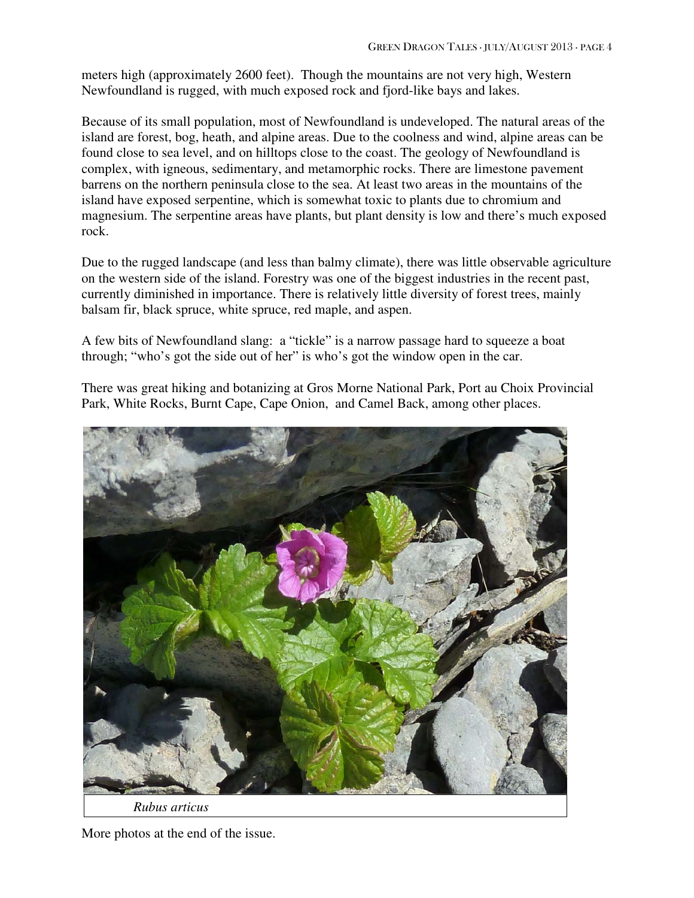meters high (approximately 2600 feet). Though the mountains are not very high, Western Newfoundland is rugged, with much exposed rock and fjord-like bays and lakes.

Because of its small population, most of Newfoundland is undeveloped. The natural areas of the island are forest, bog, heath, and alpine areas. Due to the coolness and wind, alpine areas can be found close to sea level, and on hilltops close to the coast. The geology of Newfoundland is complex, with igneous, sedimentary, and metamorphic rocks. There are limestone pavement barrens on the northern peninsula close to the sea. At least two areas in the mountains of the island have exposed serpentine, which is somewhat toxic to plants due to chromium and magnesium. The serpentine areas have plants, but plant density is low and there's much exposed rock.

Due to the rugged landscape (and less than balmy climate), there was little observable agriculture on the western side of the island. Forestry was one of the biggest industries in the recent past, currently diminished in importance. There is relatively little diversity of forest trees, mainly balsam fir, black spruce, white spruce, red maple, and aspen.

A few bits of Newfoundland slang: a "tickle" is a narrow passage hard to squeeze a boat through; "who's got the side out of her" is who's got the window open in the car.

There was great hiking and botanizing at Gros Morne National Park, Port au Choix Provincial Park, White Rocks, Burnt Cape, Cape Onion, and Camel Back, among other places.

*Rubus articus*

More photos at the end of the issue.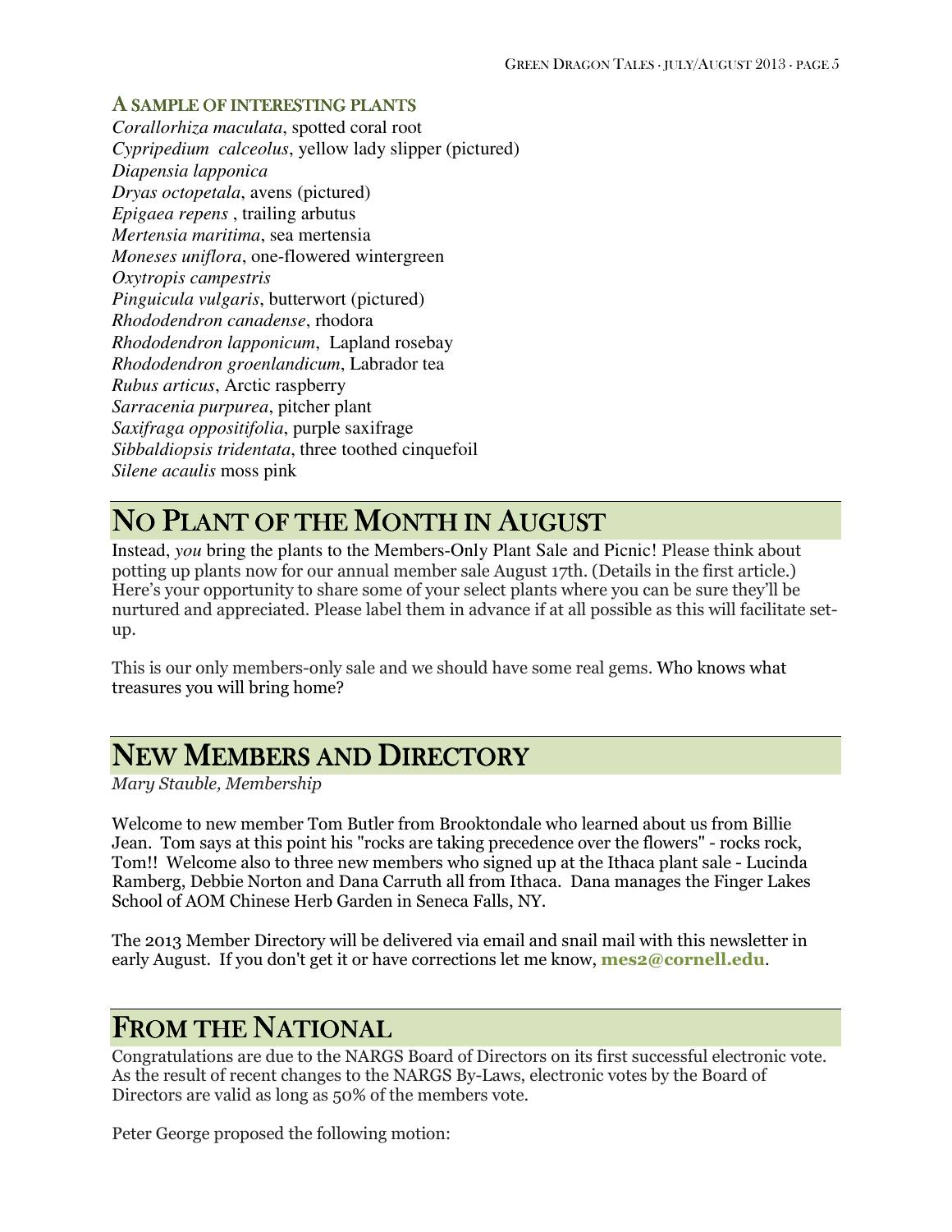### A SAMPLE OF INTERESTING PLANTS

*Corallorhiza maculata*, spotted coral root
*Cypripedium calceolus*, yellow lady slipper (pictured)
*Diapensia lapponica*
*Dryas octopetala*, avens (pictured)
*Epigaea repens* , trailing arbutus
*Mertensia maritima*, sea mertensia
*Moneses uniflora*, one-flowered wintergreen
*Oxytropis campestris*
*Pinguicula vulgaris*, butterwort (pictured)
*Rhododendron canadense*, rhodora
*Rhododendron lapponicum*, Lapland rosebay
*Rhododendron groenlandicum*, Labrador tea
*Rubus articus*, Arctic raspberry
*Sarracenia purpurea*, pitcher plant
*Saxifraga oppositifolia*, purple saxifrage
*Sibbaldiopsis tridentata*, three toothed cinquefoil
*Silene acaulis* moss pink

## NO PLANT OF THE MONTH IN AUGUST

Instead, *you* bring the plants to the Members-Only Plant Sale and Picnic! Please think about potting up plants now for our annual member sale August 17th. (Details in the first article.) Here's your opportunity to share some of your select plants where you can be sure they'll be nurtured and appreciated. Please label them in advance if at all possible as this will facilitate set-up.

This is our only members-only sale and we should have some real gems. Who knows what treasures you will bring home?

## NEW MEMBERS AND DIRECTORY

*Mary Stauble, Membership*

Welcome to new member Tom Butler from Brooktondale who learned about us from Billie Jean. Tom says at this point his "rocks are taking precedence over the flowers" - rocks rock, Tom!! Welcome also to three new members who signed up at the Ithaca plant sale - Lucinda Ramberg, Debbie Norton and Dana Carruth all from Ithaca. Dana manages the Finger Lakes School of AOM Chinese Herb Garden in Seneca Falls, NY.

The 2013 Member Directory will be delivered via email and snail mail with this newsletter in early August. If you don't get it or have corrections let me know, **mes2@cornell.edu**.

## FROM THE NATIONAL

Congratulations are due to the NARGS Board of Directors on its first successful electronic vote. As the result of recent changes to the NARGS By-Laws, electronic votes by the Board of Directors are valid as long as 50% of the members vote.

Peter George proposed the following motion: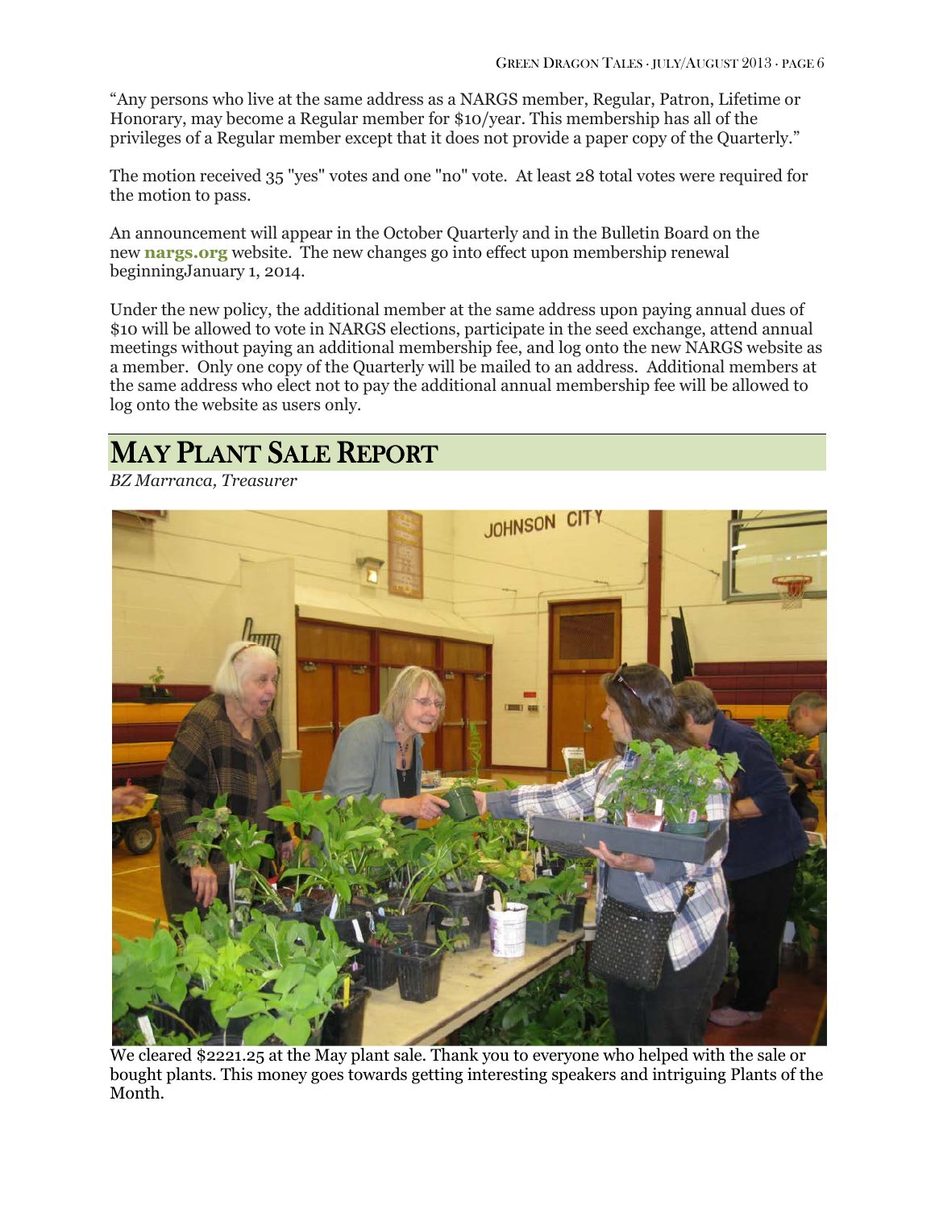"Any persons who live at the same address as a NARGS member, Regular, Patron, Lifetime or Honorary, may become a Regular member for $10/year. This membership has all of the privileges of a Regular member except that it does not provide a paper copy of the Quarterly."

The motion received 35 "yes" votes and one "no" vote. At least 28 total votes were required for the motion to pass.

An announcement will appear in the October Quarterly and in the Bulletin Board on the new **nargs.org** website. The new changes go into effect upon membership renewal beginningJanuary 1, 2014.

Under the new policy, the additional member at the same address upon paying annual dues of $10 will be allowed to vote in NARGS elections, participate in the seed exchange, attend annual meetings without paying an additional membership fee, and log onto the new NARGS website as a member. Only one copy of the Quarterly will be mailed to an address. Additional members at the same address who elect not to pay the additional annual membership fee will be allowed to log onto the website as users only.

# MAY PLANT SALE REPORT

*BZ Marranca, Treasurer*

We cleared $2221.25 at the May plant sale. Thank you to everyone who helped with the sale or bought plants. This money goes towards getting interesting speakers and intriguing Plants of the Month.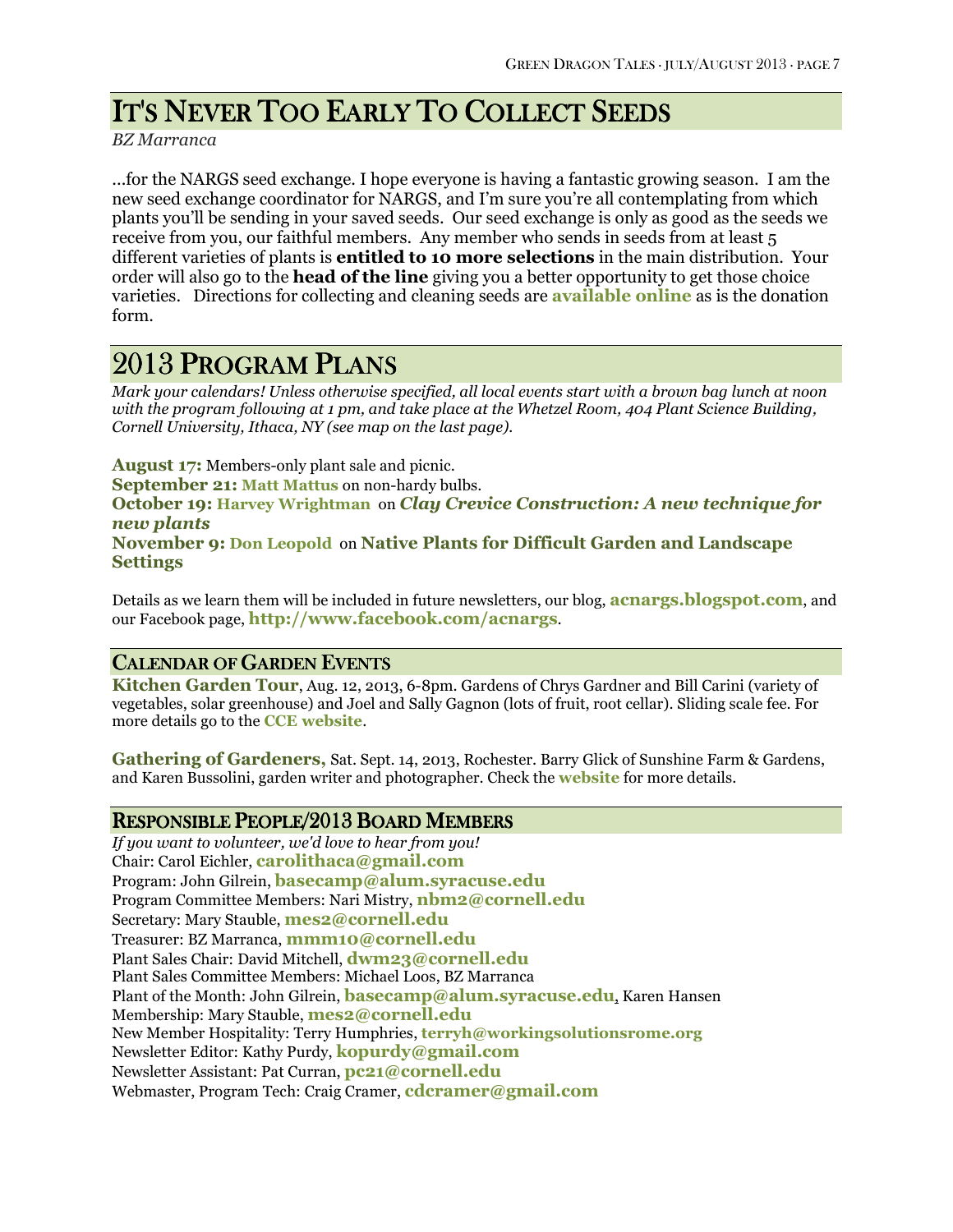# It's Never Too Early To Collect Seeds

*BZ Marranca*

...for the NARGS seed exchange. I hope everyone is having a fantastic growing season. I am the new seed exchange coordinator for NARGS, and I'm sure you're all contemplating from which plants you'll be sending in your saved seeds. Our seed exchange is only as good as the seeds we receive from you, our faithful members. Any member who sends in seeds from at least 5 different varieties of plants is **entitled to 10 more selections** in the main distribution. Your order will also go to the **head of the line** giving you a better opportunity to get those choice varieties. Directions for collecting and cleaning seeds are **available online** as is the donation form.

# 2013 Program Plans

*Mark your calendars! Unless otherwise specified, all local events start with a brown bag lunch at noon with the program following at 1 pm, and take place at the Whetzel Room, 404 Plant Science Building, Cornell University, Ithaca, NY (see map on the last page).*

**August 17:** Members-only plant sale and picnic.
**September 21:** **Matt Mattus** on non-hardy bulbs.
**October 19:** **Harvey Wrightman** on ***Clay Crevice Construction: A new technique for new plants***
**November 9:** **Don Leopold** on **Native Plants for Difficult Garden and Landscape Settings**

Details as we learn them will be included in future newsletters, our blog, **acnargs.blogspot.com**, and our Facebook page, **http://www.facebook.com/acnargs**.

## Calendar of Garden Events

**Kitchen Garden Tour**, Aug. 12, 2013, 6-8pm. Gardens of Chrys Gardner and Bill Carini (variety of vegetables, solar greenhouse) and Joel and Sally Gagnon (lots of fruit, root cellar). Sliding scale fee. For more details go to the **CCE website**.

**Gathering of Gardeners,** Sat. Sept. 14, 2013, Rochester. Barry Glick of Sunshine Farm & Gardens, and Karen Bussolini, garden writer and photographer. Check the **website** for more details.

## Responsible People/2013 Board Members

*If you want to volunteer, we'd love to hear from you!*
Chair: Carol Eichler, **carolithaca@gmail.com**
Program: John Gilrein, **basecamp@alum.syracuse.edu**
Program Committee Members: Nari Mistry, **nbm2@cornell.edu**
Secretary: Mary Stauble, **mes2@cornell.edu**
Treasurer: BZ Marranca, **mmm10@cornell.edu**
Plant Sales Chair: David Mitchell, **dwm23@cornell.edu**
Plant Sales Committee Members: Michael Loos, BZ Marranca
Plant of the Month: John Gilrein, **basecamp@alum.syracuse.edu**, Karen Hansen
Membership: Mary Stauble, **mes2@cornell.edu**
New Member Hospitality: Terry Humphries, **terryh@workingsolutionsrome.org**
Newsletter Editor: Kathy Purdy, **kopurdy@gmail.com**
Newsletter Assistant: Pat Curran, **pc21@cornell.edu**
Webmaster, Program Tech: Craig Cramer, **cdcramer@gmail.com**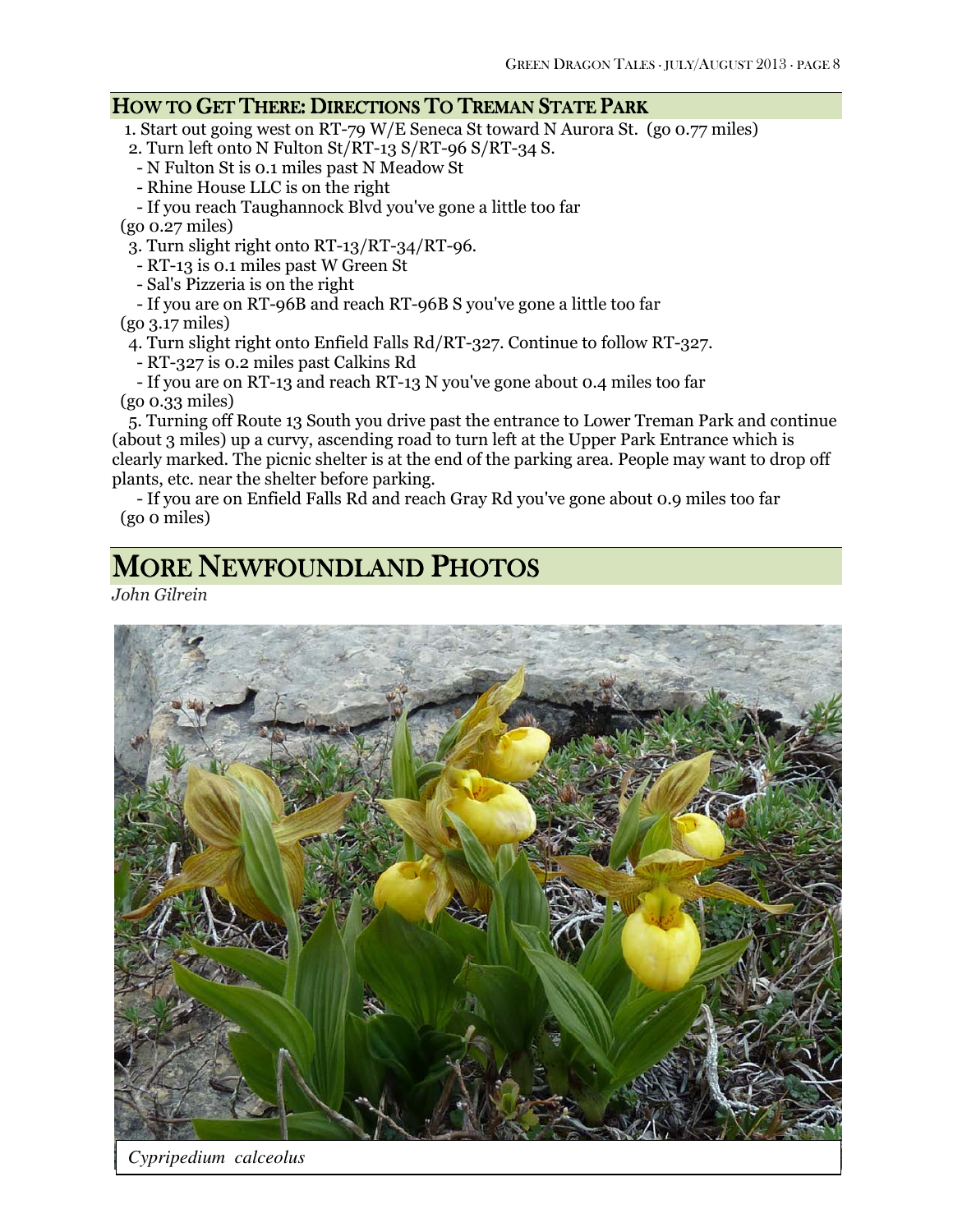## HOW TO GET THERE: DIRECTIONS TO TREMAN STATE PARK

1. Start out going west on RT-79 W/E Seneca St toward N Aurora St. (go 0.77 miles)
2. Turn left onto N Fulton St/RT-13 S/RT-96 S/RT-34 S.
   - N Fulton St is 0.1 miles past N Meadow St
   - Rhine House LLC is on the right
   - If you reach Taughannock Blvd you've gone a little too far

(go 0.27 miles)

3. Turn slight right onto RT-13/RT-34/RT-96.
   - RT-13 is 0.1 miles past W Green St
   - Sal's Pizzeria is on the right
   - If you are on RT-96B and reach RT-96B S you've gone a little too far

(go 3.17 miles)

4. Turn slight right onto Enfield Falls Rd/RT-327. Continue to follow RT-327.
   - RT-327 is 0.2 miles past Calkins Rd
   - If you are on RT-13 and reach RT-13 N you've gone about 0.4 miles too far

(go 0.33 miles)

5. Turning off Route 13 South you drive past the entrance to Lower Treman Park and continue (about 3 miles) up a curvy, ascending road to turn left at the Upper Park Entrance which is clearly marked. The picnic shelter is at the end of the parking area. People may want to drop off plants, etc. near the shelter before parking.
   - If you are on Enfield Falls Rd and reach Gray Rd you've gone about 0.9 miles too far

(go 0 miles)

# MORE NEWFOUNDLAND PHOTOS

*John Gilrein*

*Cypripedium calceolus*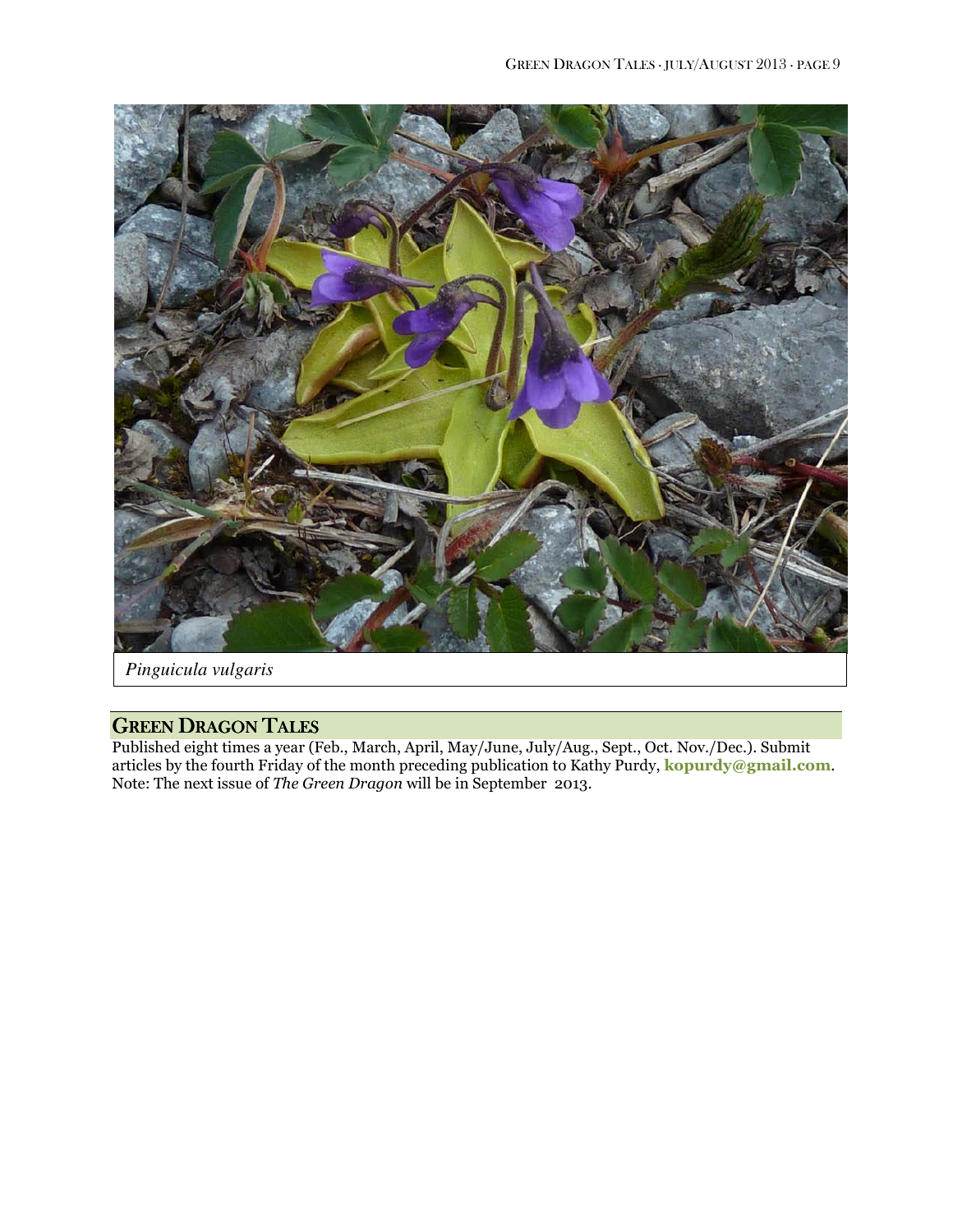*Pinguicula vulgaris*

## GREEN DRAGON TALES

Published eight times a year (Feb., March, April, May/June, July/Aug., Sept., Oct. Nov./Dec.). Submit articles by the fourth Friday of the month preceding publication to Kathy Purdy, **kopurdy@gmail.com**. Note: The next issue of *The Green Dragon* will be in September 2013.